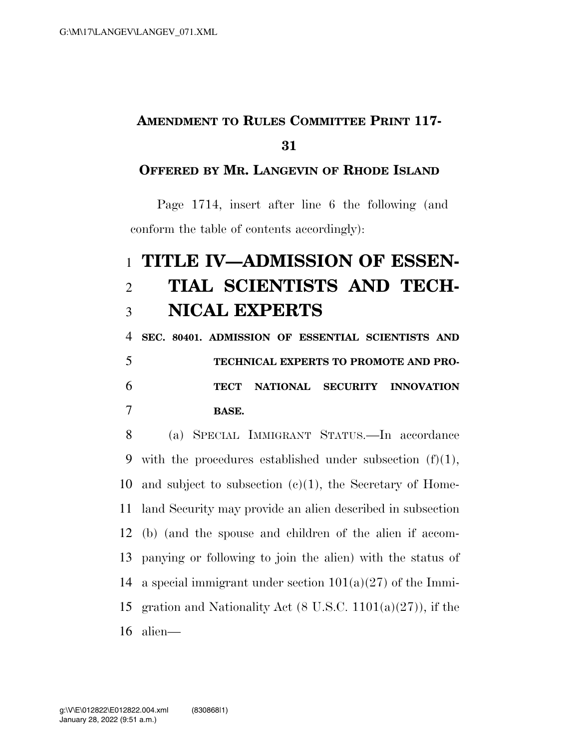**AMENDMENT TO RULES COMMITTEE PRINT 117-31**

**OFFERED BY MR. LANGEVIN OF RHODE ISLAND**

Page 1714, insert after line 6 the following (and conform the table of contents accordingly):

# TITLE IV—ADMISSION OF ESSENTIAL SCIENTISTS AND TECHNICAL EXPERTS

**SEC. 80401. ADMISSION OF ESSENTIAL SCIENTISTS AND TECHNICAL EXPERTS TO PROMOTE AND PROTECT NATIONAL SECURITY INNOVATION BASE.**

(a) SPECIAL IMMIGRANT STATUS.—In accordance with the procedures established under subsection (f)(1), and subject to subsection (c)(1), the Secretary of Homeland Security may provide an alien described in subsection (b) (and the spouse and children of the alien if accompanying or following to join the alien) with the status of a special immigrant under section 101(a)(27) of the Immigration and Nationality Act (8 U.S.C. 1101(a)(27)), if the alien—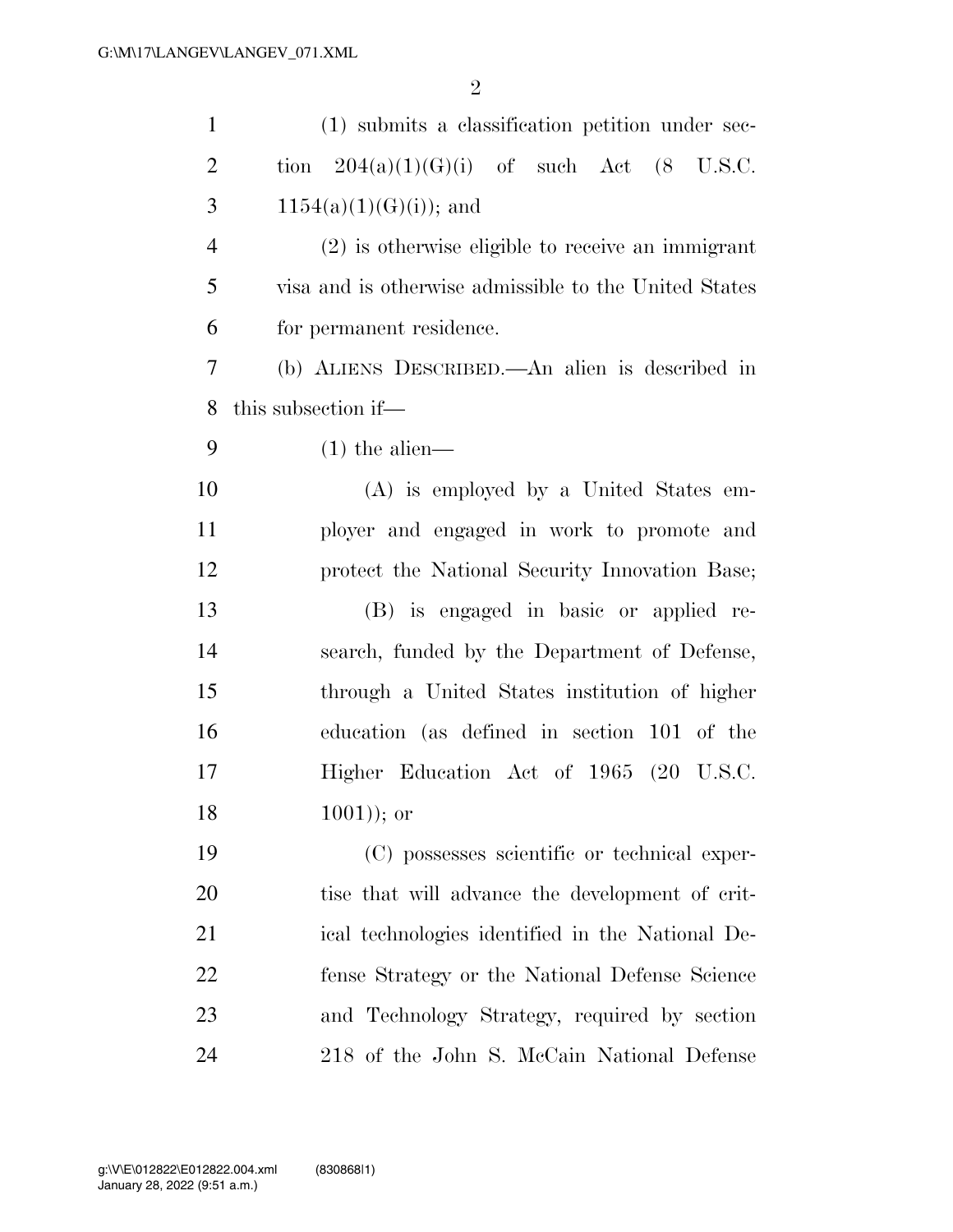(1) submits a classification petition under section 204(a)(1)(G)(i) of such Act (8 U.S.C. 1154(a)(1)(G)(i)); and

(2) is otherwise eligible to receive an immigrant visa and is otherwise admissible to the United States for permanent residence.

(b) ALIENS DESCRIBED.—An alien is described in this subsection if—

(1) the alien—

(A) is employed by a United States employer and engaged in work to promote and protect the National Security Innovation Base;

(B) is engaged in basic or applied research, funded by the Department of Defense, through a United States institution of higher education (as defined in section 101 of the Higher Education Act of 1965 (20 U.S.C. 1001)); or

(C) possesses scientific or technical expertise that will advance the development of critical technologies identified in the National Defense Strategy or the National Defense Science and Technology Strategy, required by section 218 of the John S. McCain National Defense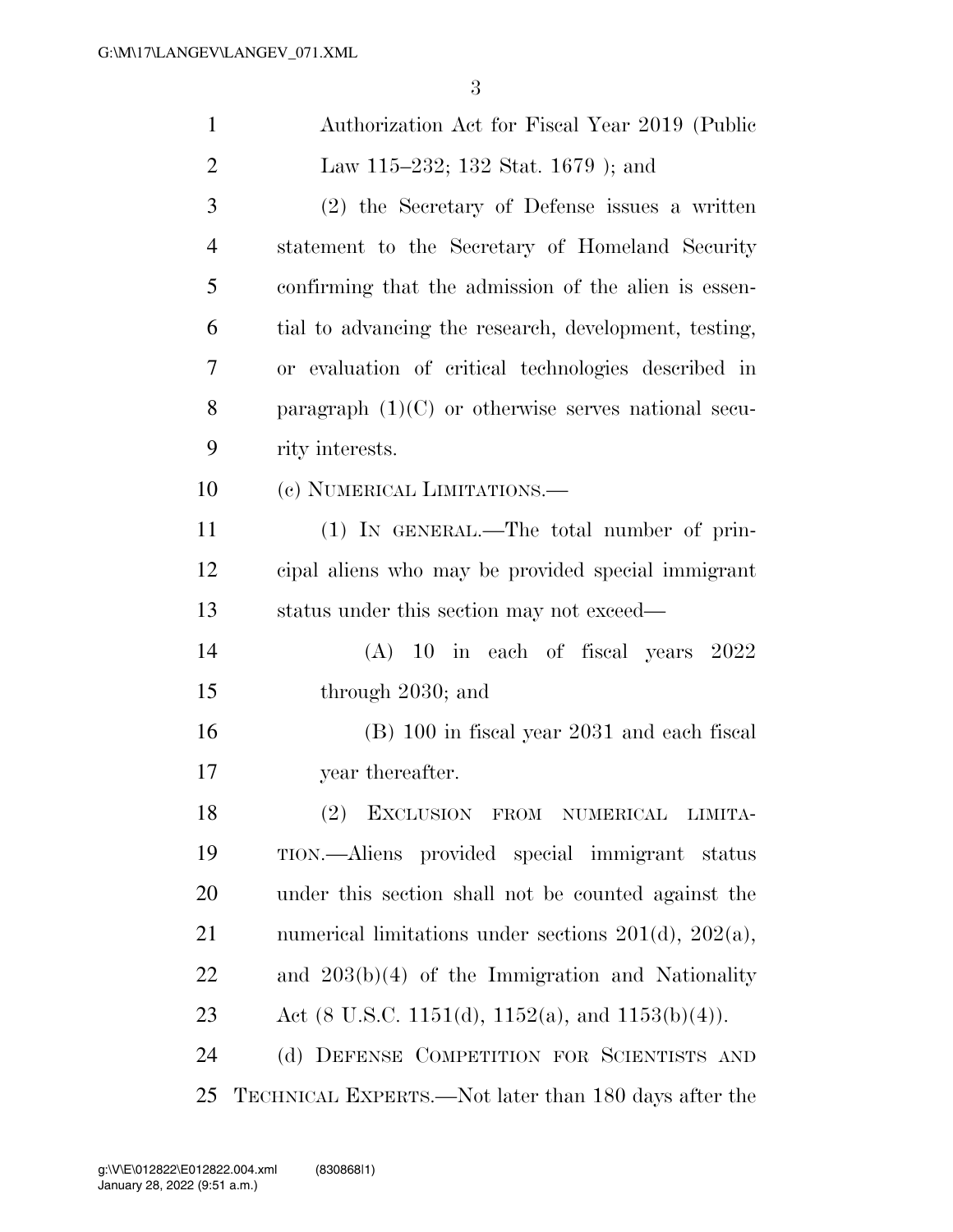Authorization Act for Fiscal Year 2019 (Public Law 115–232; 132 Stat. 1679 ); and

(2) the Secretary of Defense issues a written statement to the Secretary of Homeland Security confirming that the admission of the alien is essential to advancing the research, development, testing, or evaluation of critical technologies described in paragraph (1)(C) or otherwise serves national security interests.

(c) NUMERICAL LIMITATIONS.—

(1) IN GENERAL.—The total number of principal aliens who may be provided special immigrant status under this section may not exceed—

(A) 10 in each of fiscal years 2022 through 2030; and

(B) 100 in fiscal year 2031 and each fiscal year thereafter.

(2) EXCLUSION FROM NUMERICAL LIMITATION.—Aliens provided special immigrant status under this section shall not be counted against the numerical limitations under sections 201(d), 202(a), and 203(b)(4) of the Immigration and Nationality Act (8 U.S.C. 1151(d), 1152(a), and 1153(b)(4)).

(d) DEFENSE COMPETITION FOR SCIENTISTS AND TECHNICAL EXPERTS.—Not later than 180 days after the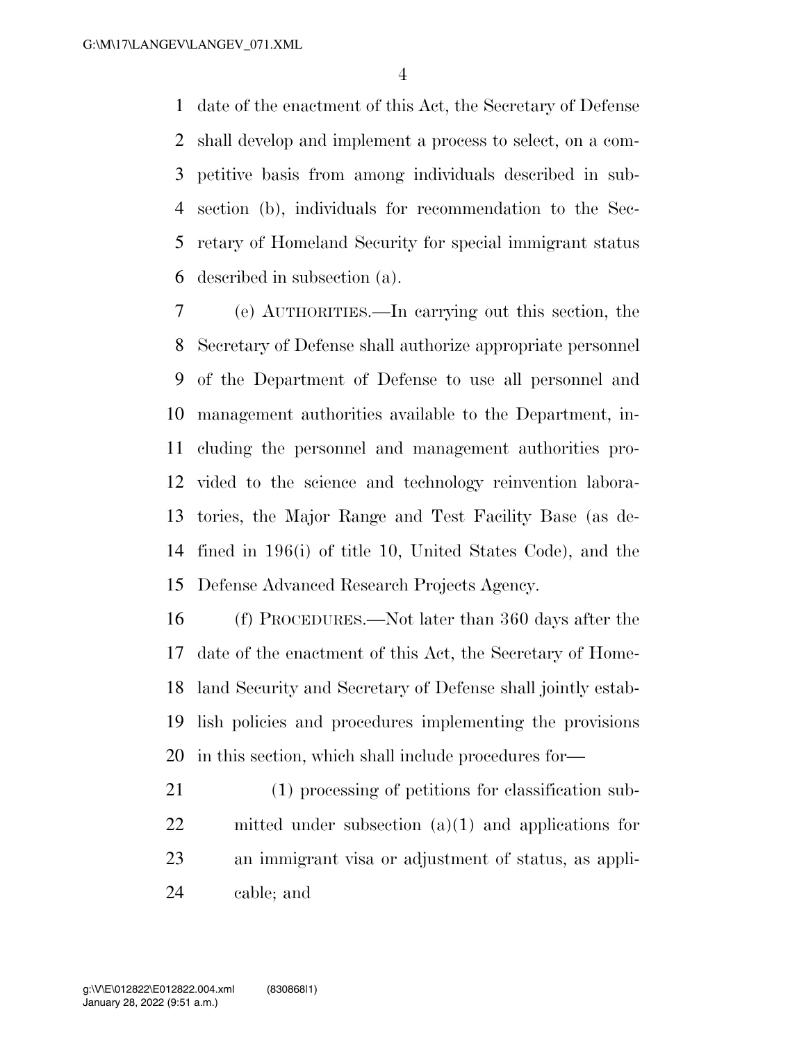date of the enactment of this Act, the Secretary of Defense shall develop and implement a process to select, on a competitive basis from among individuals described in subsection (b), individuals for recommendation to the Secretary of Homeland Security for special immigrant status described in subsection (a).

(e) AUTHORITIES.—In carrying out this section, the Secretary of Defense shall authorize appropriate personnel of the Department of Defense to use all personnel and management authorities available to the Department, including the personnel and management authorities provided to the science and technology reinvention laboratories, the Major Range and Test Facility Base (as defined in 196(i) of title 10, United States Code), and the Defense Advanced Research Projects Agency.

(f) PROCEDURES.—Not later than 360 days after the date of the enactment of this Act, the Secretary of Homeland Security and Secretary of Defense shall jointly establish policies and procedures implementing the provisions in this section, which shall include procedures for—

(1) processing of petitions for classification submitted under subsection (a)(1) and applications for an immigrant visa or adjustment of status, as applicable; and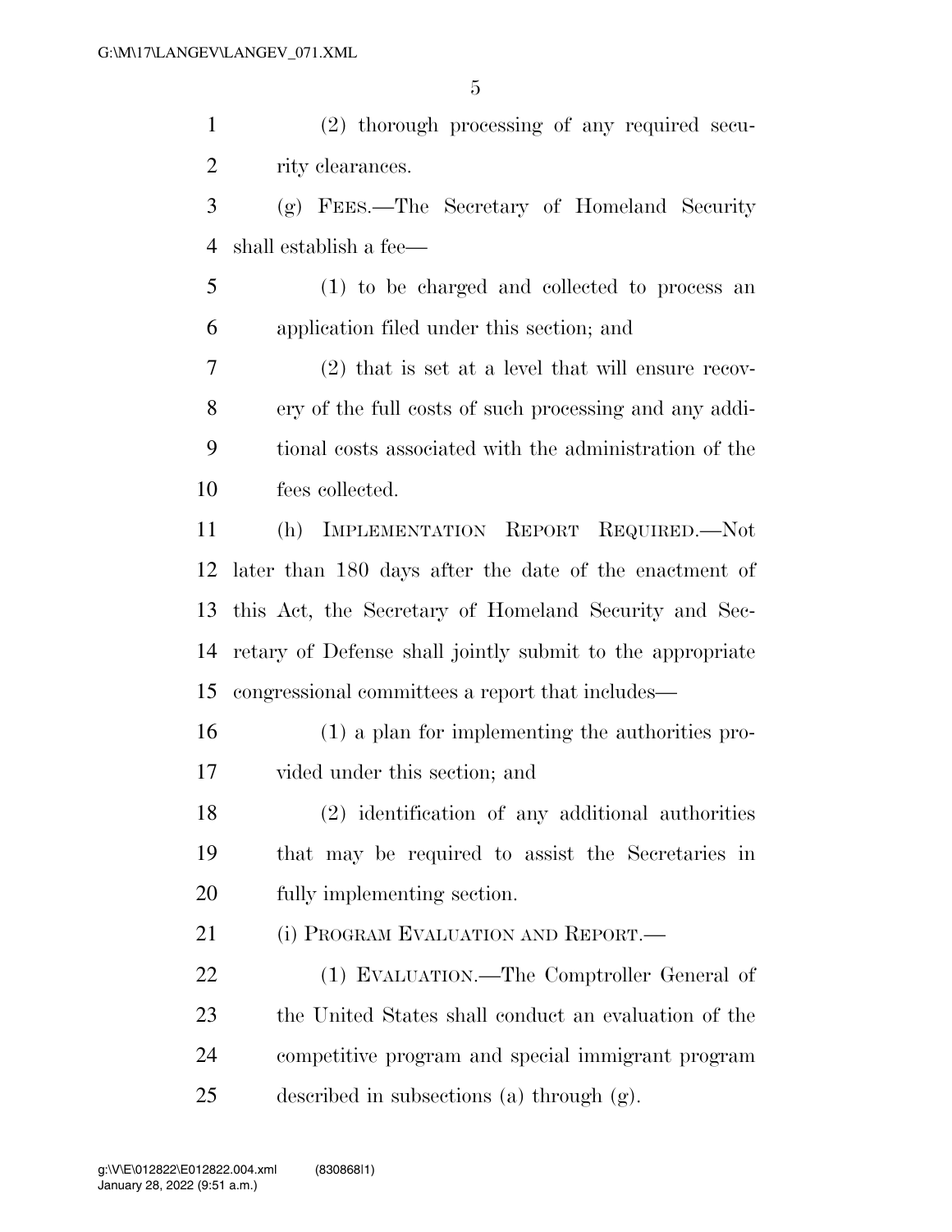(2) thorough processing of any required security clearances.

(g) FEES.—The Secretary of Homeland Security shall establish a fee—

(1) to be charged and collected to process an application filed under this section; and

(2) that is set at a level that will ensure recovery of the full costs of such processing and any additional costs associated with the administration of the fees collected.

(h) IMPLEMENTATION REPORT REQUIRED.—Not later than 180 days after the date of the enactment of this Act, the Secretary of Homeland Security and Secretary of Defense shall jointly submit to the appropriate congressional committees a report that includes—

(1) a plan for implementing the authorities provided under this section; and

(2) identification of any additional authorities that may be required to assist the Secretaries in fully implementing section.

(i) PROGRAM EVALUATION AND REPORT.—

(1) EVALUATION.—The Comptroller General of the United States shall conduct an evaluation of the competitive program and special immigrant program described in subsections (a) through (g).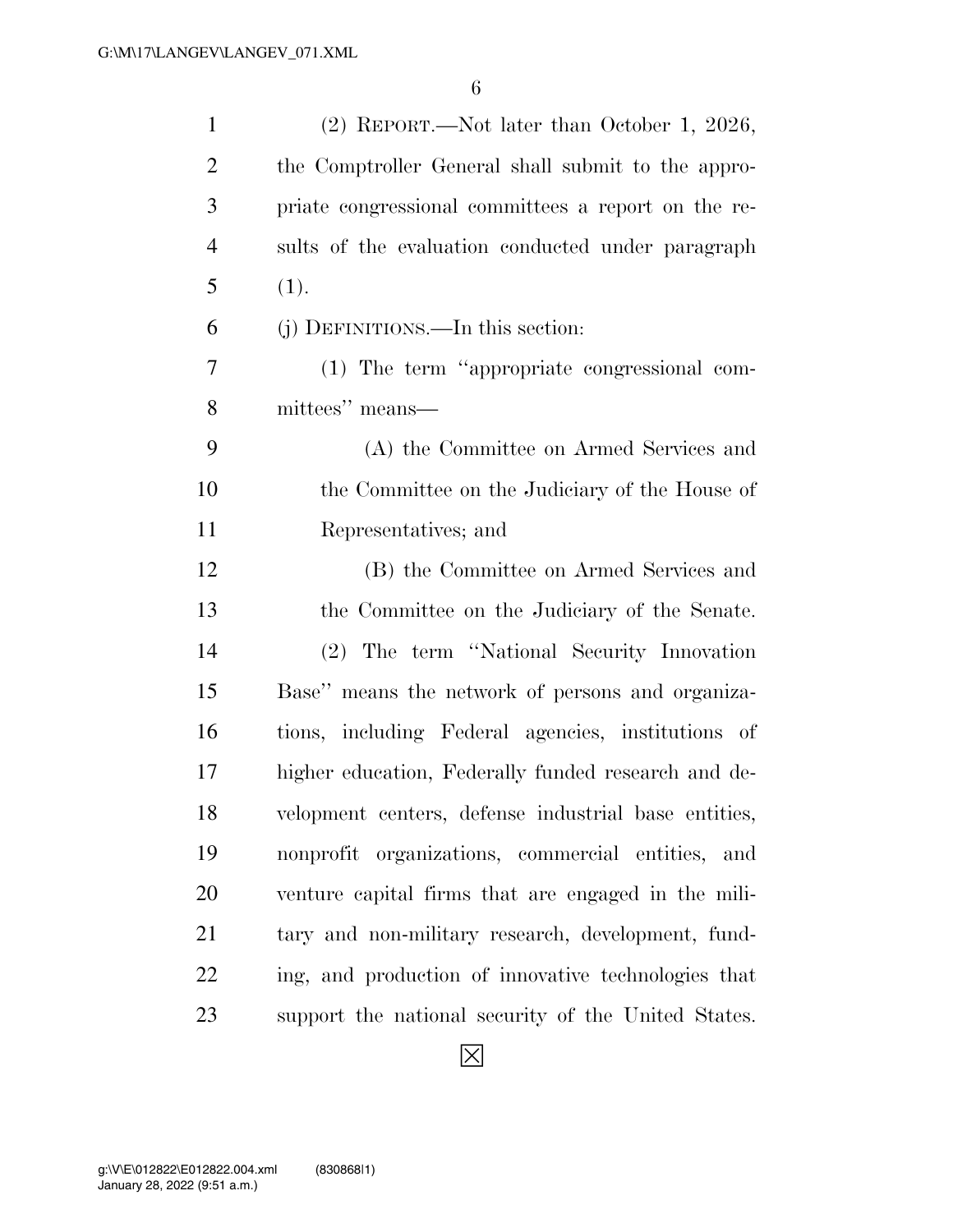(2) REPORT.—Not later than October 1, 2026, the Comptroller General shall submit to the appropriate congressional committees a report on the results of the evaluation conducted under paragraph (1).

(j) DEFINITIONS.—In this section:

(1) The term ''appropriate congressional committees'' means—

(A) the Committee on Armed Services and the Committee on the Judiciary of the House of Representatives; and

(B) the Committee on Armed Services and the Committee on the Judiciary of the Senate.

(2) The term ''National Security Innovation Base'' means the network of persons and organizations, including Federal agencies, institutions of higher education, Federally funded research and development centers, defense industrial base entities, nonprofit organizations, commercial entities, and venture capital firms that are engaged in the military and non-military research, development, funding, and production of innovative technologies that support the national security of the United States.